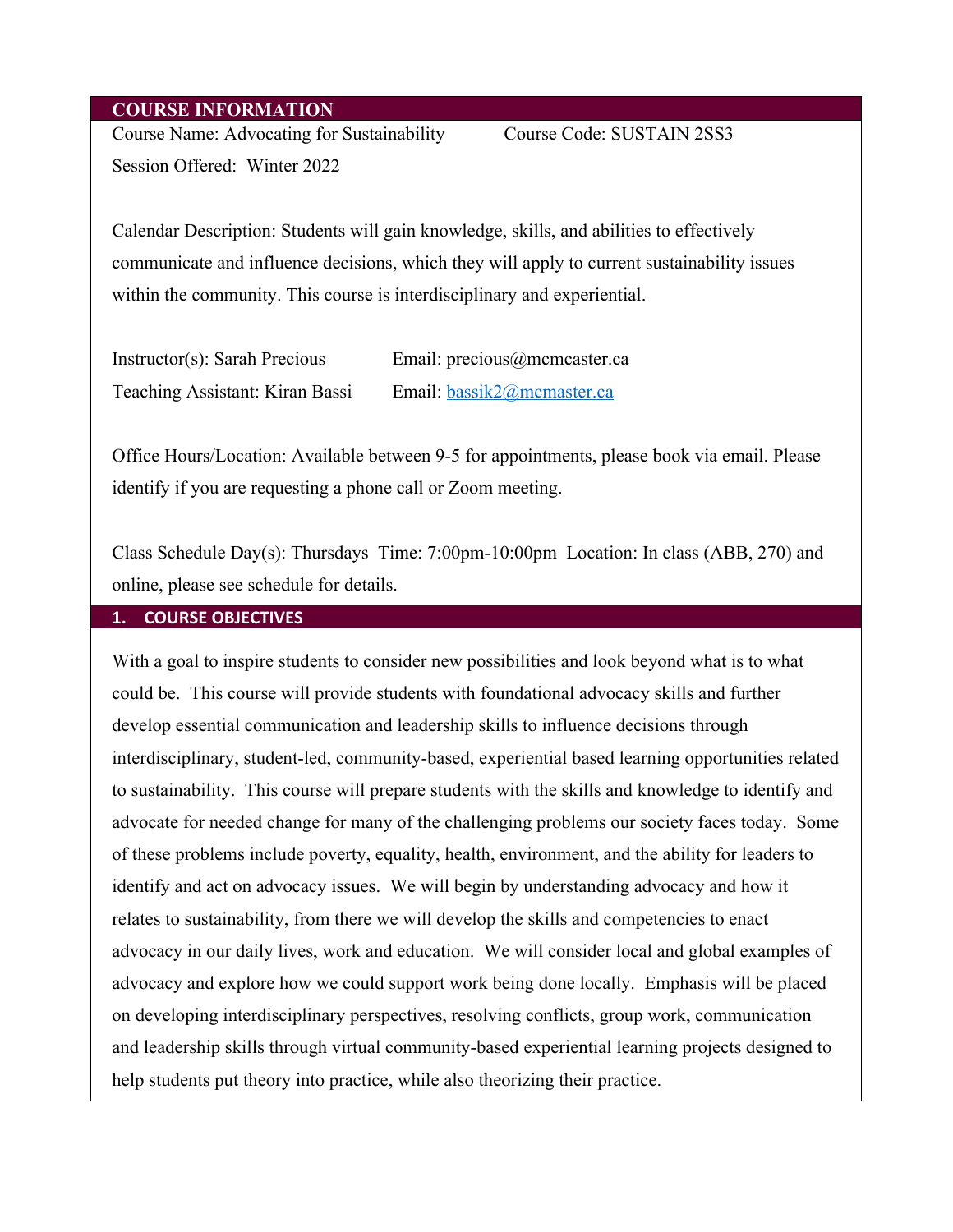## COURSE INFORMATION

Course Name: Advocating for Sustainability  Course Code: SUSTAIN 2SS3

Session Offered: Winter 2022

Calendar Description: Students will gain knowledge, skills, and abilities to effectively communicate and influence decisions, which they will apply to current sustainability issues within the community. This course is interdisciplinary and experiential.

Instructor(s): Sarah Precious  Email: precious@mcmcaster.ca

Teaching Assistant: Kiran Bassi  Email: bassik2@mcmaster.ca

Office Hours/Location: Available between 9-5 for appointments, please book via email. Please identify if you are requesting a phone call or Zoom meeting.

Class Schedule Day(s): Thursdays Time: 7:00pm-10:00pm Location: In class (ABB, 270) and online, please see schedule for details.

## 1. COURSE OBJECTIVES

With a goal to inspire students to consider new possibilities and look beyond what is to what could be. This course will provide students with foundational advocacy skills and further develop essential communication and leadership skills to influence decisions through interdisciplinary, student-led, community-based, experiential based learning opportunities related to sustainability. This course will prepare students with the skills and knowledge to identify and advocate for needed change for many of the challenging problems our society faces today. Some of these problems include poverty, equality, health, environment, and the ability for leaders to identify and act on advocacy issues. We will begin by understanding advocacy and how it relates to sustainability, from there we will develop the skills and competencies to enact advocacy in our daily lives, work and education. We will consider local and global examples of advocacy and explore how we could support work being done locally. Emphasis will be placed on developing interdisciplinary perspectives, resolving conflicts, group work, communication and leadership skills through virtual community-based experiential learning projects designed to help students put theory into practice, while also theorizing their practice.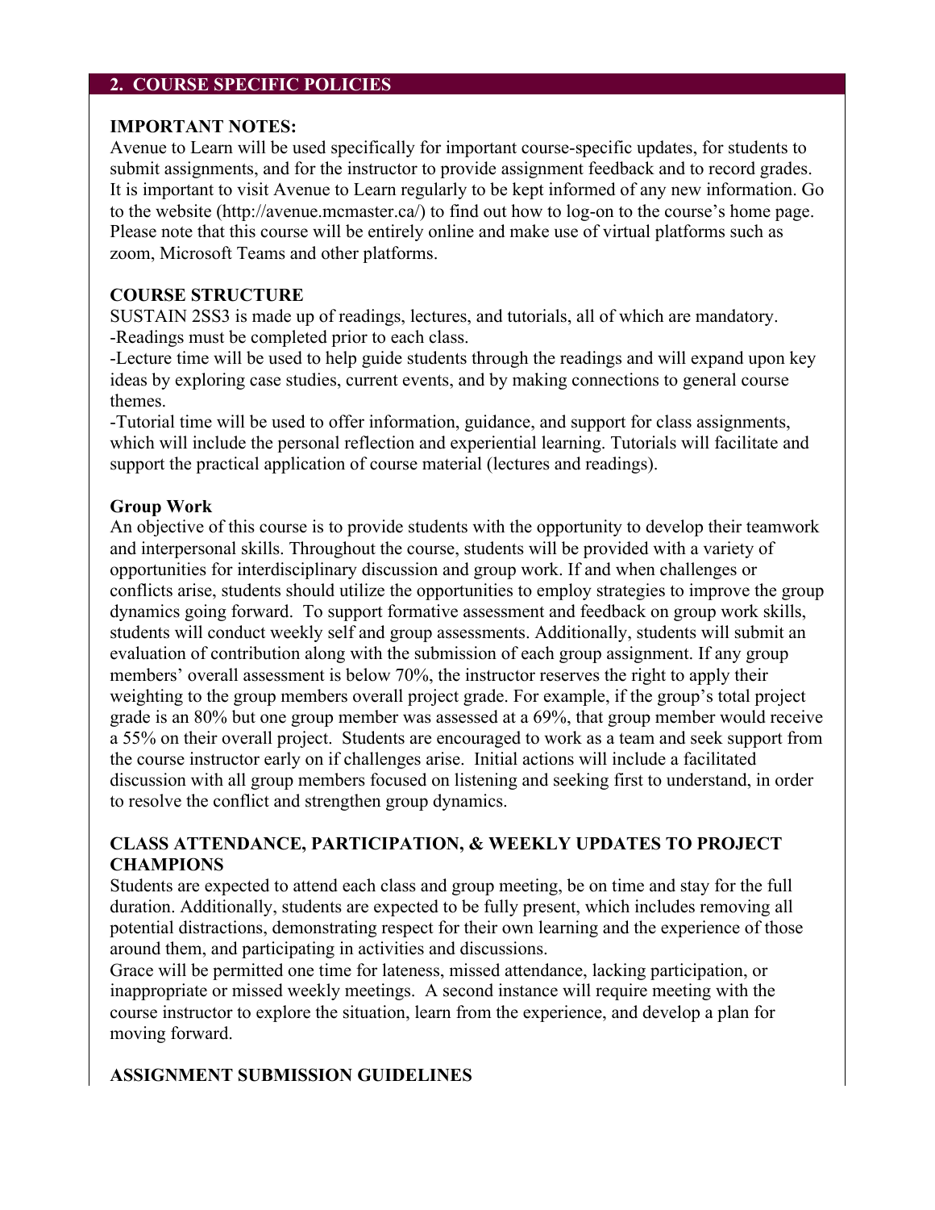## 2. COURSE SPECIFIC POLICIES

**IMPORTANT NOTES:**

Avenue to Learn will be used specifically for important course-specific updates, for students to submit assignments, and for the instructor to provide assignment feedback and to record grades. It is important to visit Avenue to Learn regularly to be kept informed of any new information. Go to the website (http://avenue.mcmaster.ca/) to find out how to log-on to the course's home page. Please note that this course will be entirely online and make use of virtual platforms such as zoom, Microsoft Teams and other platforms.

**COURSE STRUCTURE**

SUSTAIN 2SS3 is made up of readings, lectures, and tutorials, all of which are mandatory.

-Readings must be completed prior to each class.

-Lecture time will be used to help guide students through the readings and will expand upon key ideas by exploring case studies, current events, and by making connections to general course themes.

-Tutorial time will be used to offer information, guidance, and support for class assignments, which will include the personal reflection and experiential learning. Tutorials will facilitate and support the practical application of course material (lectures and readings).

**Group Work**

An objective of this course is to provide students with the opportunity to develop their teamwork and interpersonal skills. Throughout the course, students will be provided with a variety of opportunities for interdisciplinary discussion and group work. If and when challenges or conflicts arise, students should utilize the opportunities to employ strategies to improve the group dynamics going forward. To support formative assessment and feedback on group work skills, students will conduct weekly self and group assessments. Additionally, students will submit an evaluation of contribution along with the submission of each group assignment. If any group members' overall assessment is below 70%, the instructor reserves the right to apply their weighting to the group members overall project grade. For example, if the group's total project grade is an 80% but one group member was assessed at a 69%, that group member would receive a 55% on their overall project. Students are encouraged to work as a team and seek support from the course instructor early on if challenges arise. Initial actions will include a facilitated discussion with all group members focused on listening and seeking first to understand, in order to resolve the conflict and strengthen group dynamics.

**CLASS ATTENDANCE, PARTICIPATION, & WEEKLY UPDATES TO PROJECT CHAMPIONS**

Students are expected to attend each class and group meeting, be on time and stay for the full duration. Additionally, students are expected to be fully present, which includes removing all potential distractions, demonstrating respect for their own learning and the experience of those around them, and participating in activities and discussions.

Grace will be permitted one time for lateness, missed attendance, lacking participation, or inappropriate or missed weekly meetings. A second instance will require meeting with the course instructor to explore the situation, learn from the experience, and develop a plan for moving forward.

**ASSIGNMENT SUBMISSION GUIDELINES**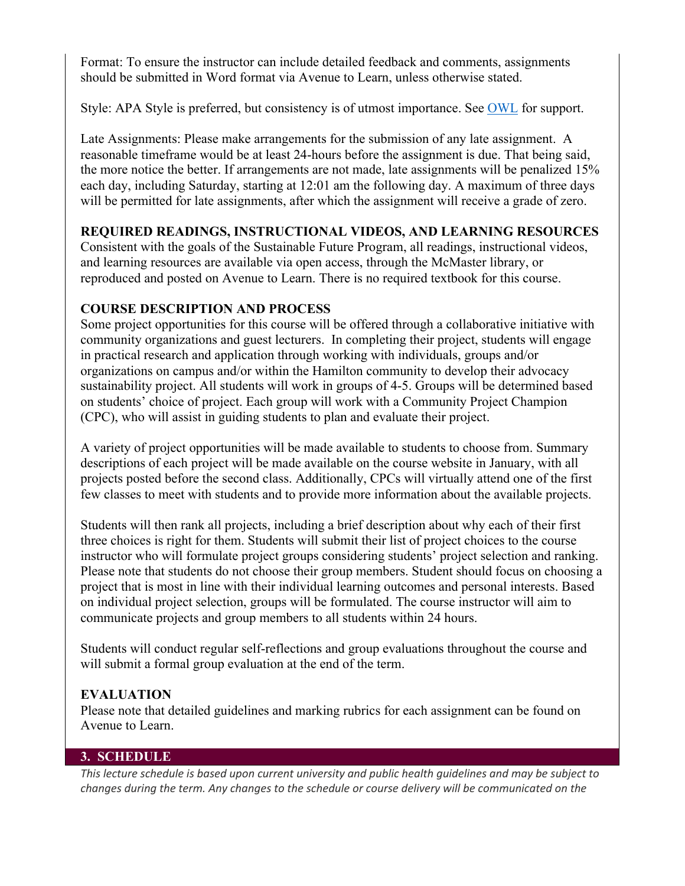Format: To ensure the instructor can include detailed feedback and comments, assignments should be submitted in Word format via Avenue to Learn, unless otherwise stated.

Style: APA Style is preferred, but consistency is of utmost importance. See OWL for support.

Late Assignments: Please make arrangements for the submission of any late assignment. A reasonable timeframe would be at least 24-hours before the assignment is due. That being said, the more notice the better. If arrangements are not made, late assignments will be penalized 15% each day, including Saturday, starting at 12:01 am the following day. A maximum of three days will be permitted for late assignments, after which the assignment will receive a grade of zero.

**REQUIRED READINGS, INSTRUCTIONAL VIDEOS, AND LEARNING RESOURCES**

Consistent with the goals of the Sustainable Future Program, all readings, instructional videos, and learning resources are available via open access, through the McMaster library, or reproduced and posted on Avenue to Learn. There is no required textbook for this course.

**COURSE DESCRIPTION AND PROCESS**

Some project opportunities for this course will be offered through a collaborative initiative with community organizations and guest lecturers. In completing their project, students will engage in practical research and application through working with individuals, groups and/or organizations on campus and/or within the Hamilton community to develop their advocacy sustainability project. All students will work in groups of 4-5. Groups will be determined based on students' choice of project. Each group will work with a Community Project Champion (CPC), who will assist in guiding students to plan and evaluate their project.

A variety of project opportunities will be made available to students to choose from. Summary descriptions of each project will be made available on the course website in January, with all projects posted before the second class. Additionally, CPCs will virtually attend one of the first few classes to meet with students and to provide more information about the available projects.

Students will then rank all projects, including a brief description about why each of their first three choices is right for them. Students will submit their list of project choices to the course instructor who will formulate project groups considering students' project selection and ranking. Please note that students do not choose their group members. Student should focus on choosing a project that is most in line with their individual learning outcomes and personal interests. Based on individual project selection, groups will be formulated. The course instructor will aim to communicate projects and group members to all students within 24 hours.

Students will conduct regular self-reflections and group evaluations throughout the course and will submit a formal group evaluation at the end of the term.

**EVALUATION**

Please note that detailed guidelines and marking rubrics for each assignment can be found on Avenue to Learn.

## 3. SCHEDULE

*This lecture schedule is based upon current university and public health guidelines and may be subject to changes during the term. Any changes to the schedule or course delivery will be communicated on the*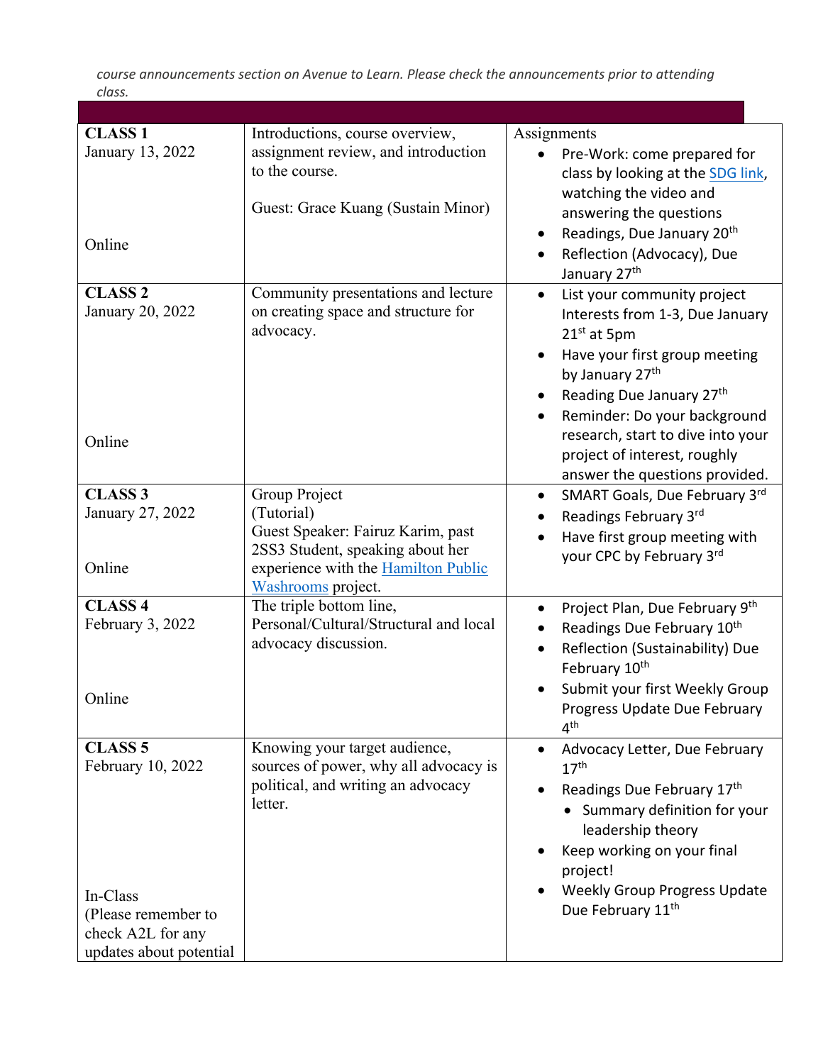*course announcements section on Avenue to Learn. Please check the announcements prior to attending class.*

| | | |
|---|---|---|
| **CLASS 1**<br>January 13, 2022<br><br>Online | Introductions, course overview, assignment review, and introduction to the course.<br><br>Guest: Grace Kuang (Sustain Minor) | Assignments<br>• Pre-Work: come prepared for class by looking at the [SDG link](), watching the video and answering the questions<br>• Readings, Due January 20th<br>• Reflection (Advocacy), Due January 27th |
| **CLASS 2**<br>January 20, 2022<br><br>Online | Community presentations and lecture on creating space and structure for advocacy. | • List your community project Interests from 1-3, Due January 21st at 5pm<br>• Have your first group meeting by January 27th<br>• Reading Due January 27th<br>• Reminder: Do your background research, start to dive into your project of interest, roughly answer the questions provided. |
| **CLASS 3**<br>January 27, 2022<br><br>Online | Group Project<br>(Tutorial)<br>Guest Speaker: Fairuz Karim, past 2SS3 Student, speaking about her experience with the [Hamilton Public Washrooms]() project. | • SMART Goals, Due February 3rd<br>• Readings February 3rd<br>• Have first group meeting with your CPC by February 3rd |
| **CLASS 4**<br>February 3, 2022<br><br>Online | The triple bottom line, Personal/Cultural/Structural and local advocacy discussion. | • Project Plan, Due February 9th<br>• Readings Due February 10th<br>• Reflection (Sustainability) Due February 10th<br>• Submit your first Weekly Group Progress Update Due February 4th |
| **CLASS 5**<br>February 10, 2022<br><br>In-Class<br>(Please remember to check A2L for any updates about potential | Knowing your target audience, sources of power, why all advocacy is political, and writing an advocacy letter. | • Advocacy Letter, Due February 17th<br>• Readings Due February 17th<br>&nbsp;&nbsp;• Summary definition for your leadership theory<br>• Keep working on your final project!<br>• Weekly Group Progress Update Due February 11th |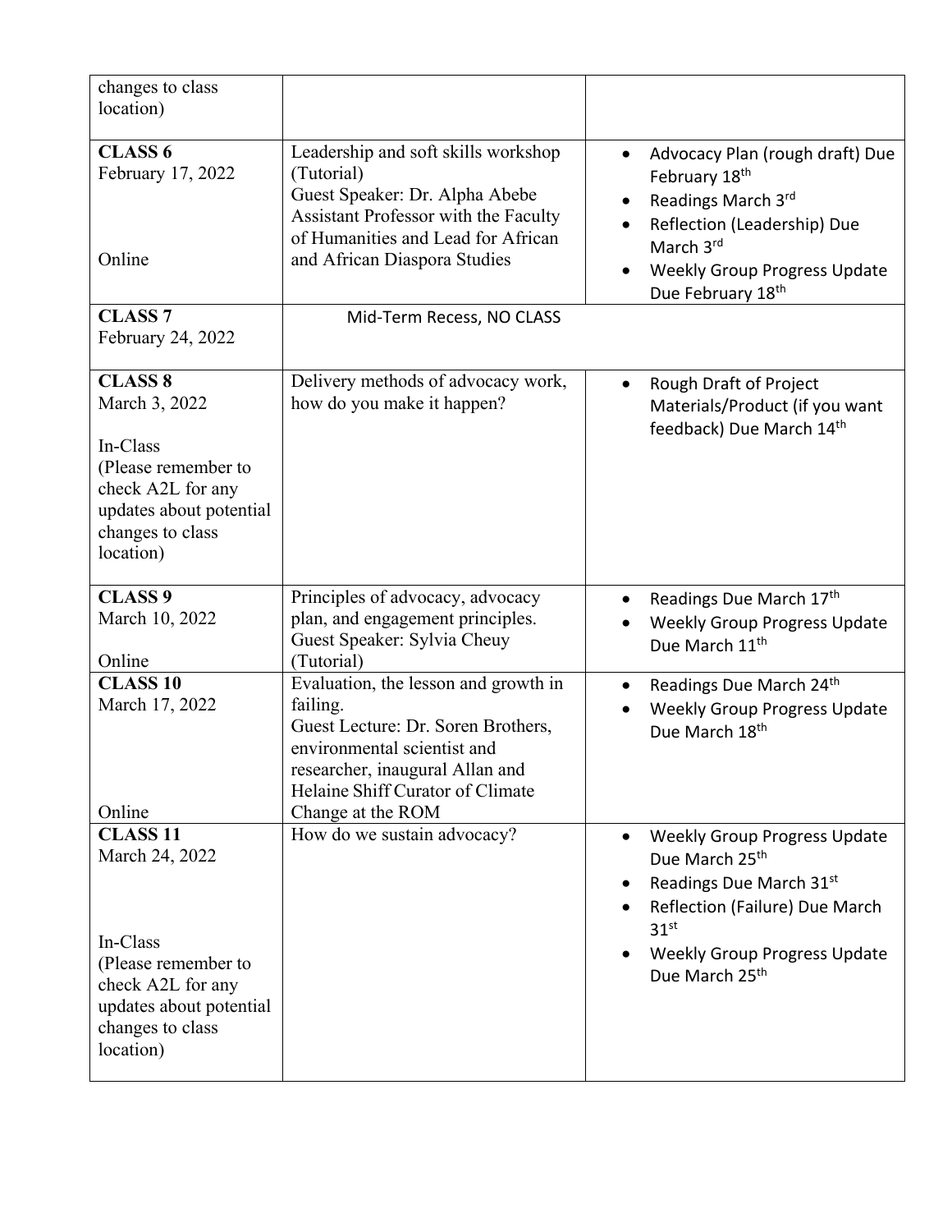| | | |
|---|---|---|
| changes to class location) | | |
| **CLASS 6**<br>February 17, 2022<br><br>Online | Leadership and soft skills workshop (Tutorial)<br>Guest Speaker: Dr. Alpha Abebe Assistant Professor with the Faculty of Humanities and Lead for African and African Diaspora Studies | • Advocacy Plan (rough draft) Due February 18th<br>• Readings March 3rd<br>• Reflection (Leadership) Due March 3rd<br>• Weekly Group Progress Update Due February 18th |
| **CLASS 7**<br>February 24, 2022 | Mid-Term Recess, NO CLASS | |
| **CLASS 8**<br>March 3, 2022<br><br>In-Class<br>(Please remember to check A2L for any updates about potential changes to class location) | Delivery methods of advocacy work, how do you make it happen? | • Rough Draft of Project Materials/Product (if you want feedback) Due March 14th |
| **CLASS 9**<br>March 10, 2022<br><br>Online | Principles of advocacy, advocacy plan, and engagement principles.<br>Guest Speaker: Sylvia Cheuy (Tutorial) | • Readings Due March 17th<br>• Weekly Group Progress Update Due March 11th |
| **CLASS 10**<br>March 17, 2022<br><br>Online | Evaluation, the lesson and growth in failing.<br>Guest Lecture: Dr. Soren Brothers, environmental scientist and researcher, inaugural Allan and Helaine Shiff Curator of Climate Change at the ROM | • Readings Due March 24th<br>• Weekly Group Progress Update Due March 18th |
| **CLASS 11**<br>March 24, 2022<br><br>In-Class<br>(Please remember to check A2L for any updates about potential changes to class location) | How do we sustain advocacy? | • Weekly Group Progress Update Due March 25th<br>• Readings Due March 31st<br>• Reflection (Failure) Due March 31st<br>• Weekly Group Progress Update Due March 25th |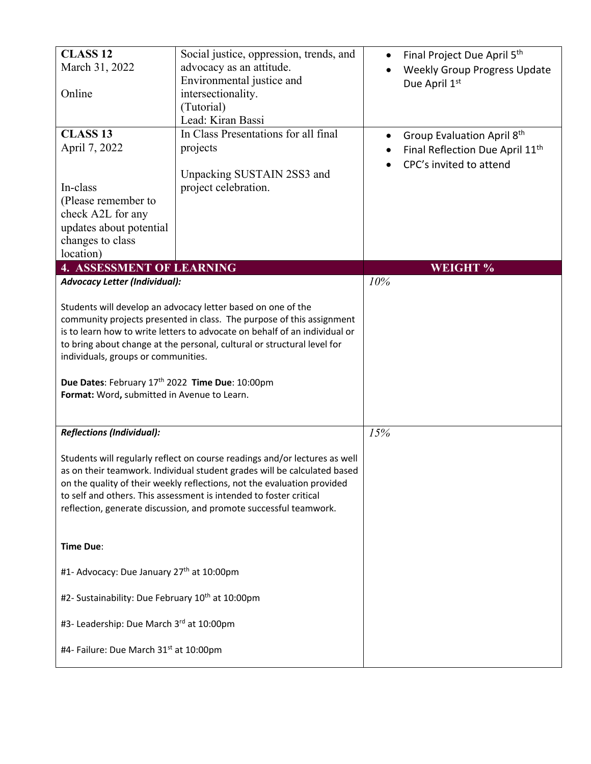| | | |
|---|---|---|
| **CLASS 12**<br>March 31, 2022<br><br>Online | Social justice, oppression, trends, and advocacy as an attitude.<br>Environmental justice and intersectionality.<br>(Tutorial)<br>Lead: Kiran Bassi | • Final Project Due April 5th<br>• Weekly Group Progress Update Due April 1st |
| **CLASS 13**<br>April 7, 2022<br><br><br>In-class<br>(Please remember to check A2L for any updates about potential changes to class location) | In Class Presentations for all final projects<br><br>Unpacking SUSTAIN 2SS3 and project celebration. | • Group Evaluation April 8th<br>• Final Reflection Due April 11th<br>• CPC's invited to attend |

## 4. ASSESSMENT OF LEARNING

| 4. ASSESSMENT OF LEARNING | WEIGHT % |
|---|---|
| ***Advocacy Letter (Individual):***<br><br>Students will develop an advocacy letter based on one of the community projects presented in class. The purpose of this assignment is to learn how to write letters to advocate on behalf of an individual or to bring about change at the personal, cultural or structural level for individuals, groups or communities.<br><br>**Due Dates**: February 17th 2022 **Time Due**: 10:00pm<br>**Format:** Word**,** submitted in Avenue to Learn. | *10%* |
| ***Reflections (Individual):***<br><br>Students will regularly reflect on course readings and/or lectures as well as on their teamwork. Individual student grades will be calculated based on the quality of their weekly reflections, not the evaluation provided to self and others. This assessment is intended to foster critical reflection, generate discussion, and promote successful teamwork.<br><br>**Time Due**:<br><br>#1- Advocacy: Due January 27th at 10:00pm<br><br>#2- Sustainability: Due February 10th at 10:00pm<br><br>#3- Leadership: Due March 3rd at 10:00pm<br><br>#4- Failure: Due March 31st at 10:00pm | *15%* |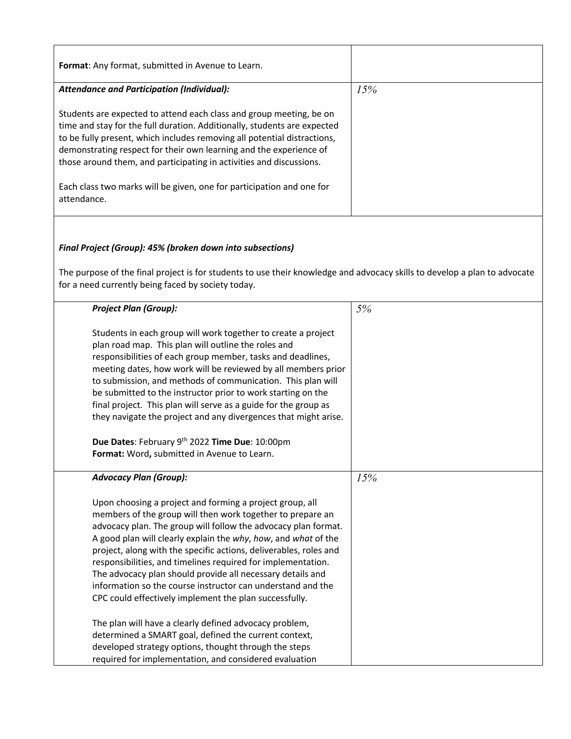| | |
|---|---|
| **Format**: Any format, submitted in Avenue to Learn. | |
| ***Attendance and Participation (Individual):***<br><br>Students are expected to attend each class and group meeting, be on time and stay for the full duration. Additionally, students are expected to be fully present, which includes removing all potential distractions, demonstrating respect for their own learning and the experience of those around them, and participating in activities and discussions.<br><br>Each class two marks will be given, one for participation and one for attendance. | *15%* |

***Final Project (Group): 45% (broken down into subsections)***

The purpose of the final project is for students to use their knowledge and advocacy skills to develop a plan to advocate for a need currently being faced by society today.

| | |
|---|---|
| ***Project Plan (Group):***<br><br>Students in each group will work together to create a project plan road map. This plan will outline the roles and responsibilities of each group member, tasks and deadlines, meeting dates, how work will be reviewed by all members prior to submission, and methods of communication. This plan will be submitted to the instructor prior to work starting on the final project. This plan will serve as a guide for the group as they navigate the project and any divergences that might arise.<br><br>**Due Dates**: February 9th 2022 **Time Due**: 10:00pm<br>**Format:** Word**,** submitted in Avenue to Learn. | *5%* |
| ***Advocacy Plan (Group):***<br><br>Upon choosing a project and forming a project group, all members of the group will then work together to prepare an advocacy plan. The group will follow the advocacy plan format. A good plan will clearly explain the *why*, *how*, and *what* of the project, along with the specific actions, deliverables, roles and responsibilities, and timelines required for implementation. The advocacy plan should provide all necessary details and information so the course instructor can understand and the CPC could effectively implement the plan successfully.<br><br>The plan will have a clearly defined advocacy problem, determined a SMART goal, defined the current context, developed strategy options, thought through the steps required for implementation, and considered evaluation | *15%* |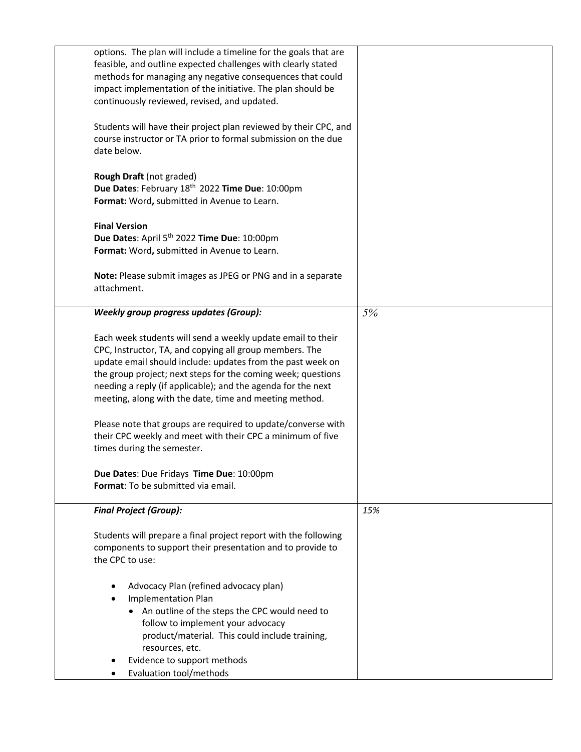| | |
|---|---|
| options. The plan will include a timeline for the goals that are feasible, and outline expected challenges with clearly stated methods for managing any negative consequences that could impact implementation of the initiative. The plan should be continuously reviewed, revised, and updated.<br><br>Students will have their project plan reviewed by their CPC, and course instructor or TA prior to formal submission on the due date below.<br><br>**Rough Draft** (not graded)<br>**Due Dates**: February 18th 2022 **Time Due**: 10:00pm<br>**Format:** Word**,** submitted in Avenue to Learn.<br><br>**Final Version**<br>**Due Dates**: April 5th 2022 **Time Due**: 10:00pm<br>**Format:** Word**,** submitted in Avenue to Learn.<br><br>**Note:** Please submit images as JPEG or PNG and in a separate attachment. | |
| ***Weekly group progress updates (Group):***<br><br>Each week students will send a weekly update email to their CPC, Instructor, TA, and copying all group members. The update email should include: updates from the past week on the group project; next steps for the coming week; questions needing a reply (if applicable); and the agenda for the next meeting, along with the date, time and meeting method.<br><br>Please note that groups are required to update/converse with their CPC weekly and meet with their CPC a minimum of five times during the semester.<br><br>**Due Dates**: Due Fridays **Time Due**: 10:00pm<br>**Format**: To be submitted via email. | *5%* |
| ***Final Project (Group):***<br><br>Students will prepare a final project report with the following components to support their presentation and to provide to the CPC to use:<br><br>• Advocacy Plan (refined advocacy plan)<br>• Implementation Plan<br>&nbsp;&nbsp;&nbsp;&nbsp;• An outline of the steps the CPC would need to follow to implement your advocacy product/material. This could include training, resources, etc.<br>• Evidence to support methods<br>• Evaluation tool/methods | *15%* |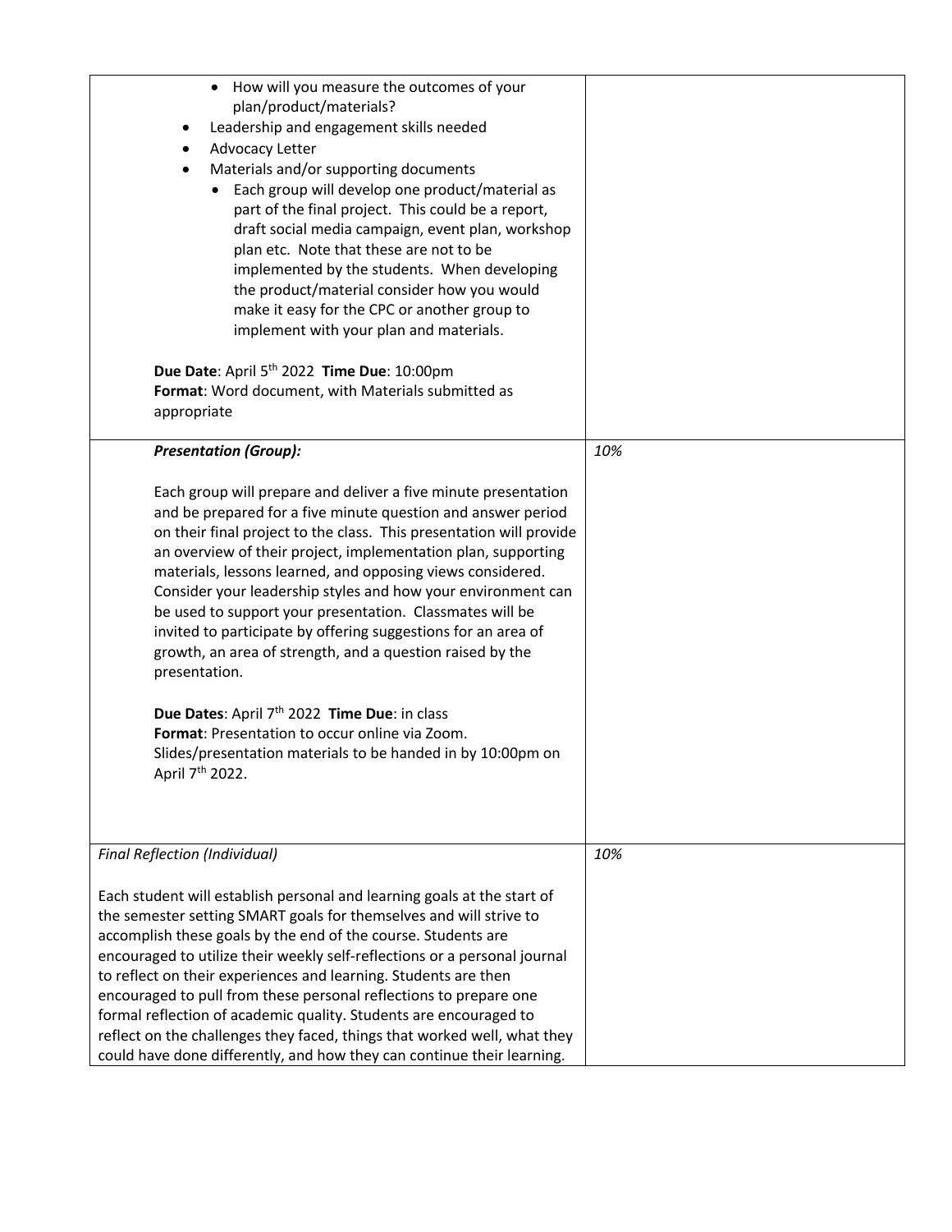| | |
|---|---|
| • How will you measure the outcomes of your plan/product/materials?<br>• Leadership and engagement skills needed<br>• Advocacy Letter<br>• Materials and/or supporting documents<br>  • Each group will develop one product/material as part of the final project. This could be a report, draft social media campaign, event plan, workshop plan etc. Note that these are not to be implemented by the students. When developing the product/material consider how you would make it easy for the CPC or another group to implement with your plan and materials.<br><br>**Due Date**: April 5th 2022 **Time Due**: 10:00pm<br>**Format**: Word document, with Materials submitted as appropriate | |
| ***Presentation (Group):***<br><br>Each group will prepare and deliver a five minute presentation and be prepared for a five minute question and answer period on their final project to the class. This presentation will provide an overview of their project, implementation plan, supporting materials, lessons learned, and opposing views considered. Consider your leadership styles and how your environment can be used to support your presentation. Classmates will be invited to participate by offering suggestions for an area of growth, an area of strength, and a question raised by the presentation.<br><br>**Due Dates**: April 7th 2022 **Time Due**: in class<br>**Format**: Presentation to occur online via Zoom. Slides/presentation materials to be handed in by 10:00pm on April 7th 2022. | *10%* |
| *Final Reflection (Individual)*<br><br>Each student will establish personal and learning goals at the start of the semester setting SMART goals for themselves and will strive to accomplish these goals by the end of the course. Students are encouraged to utilize their weekly self-reflections or a personal journal to reflect on their experiences and learning. Students are then encouraged to pull from these personal reflections to prepare one formal reflection of academic quality. Students are encouraged to reflect on the challenges they faced, things that worked well, what they could have done differently, and how they can continue their learning. | *10%* |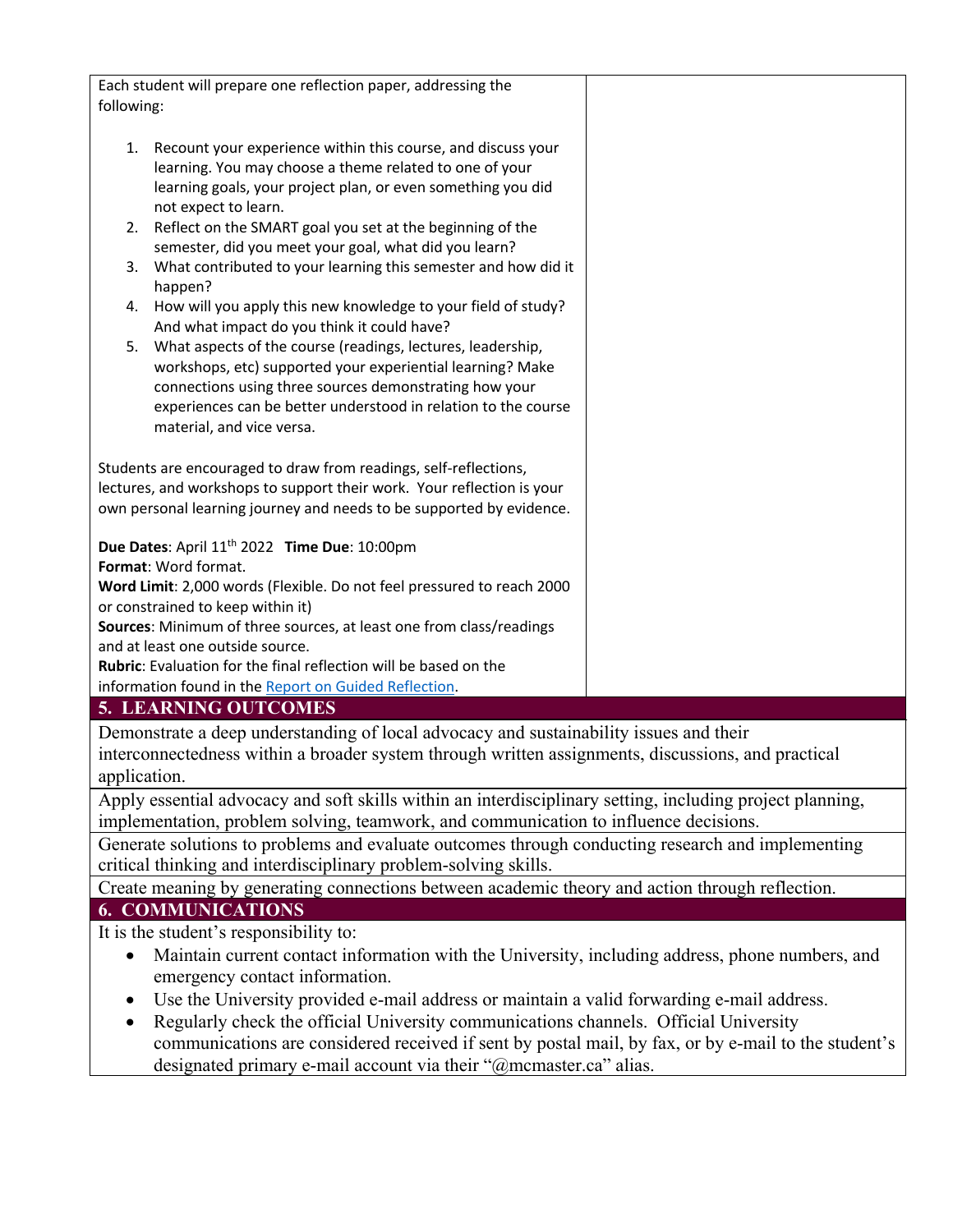Each student will prepare one reflection paper, addressing the following:

1. Recount your experience within this course, and discuss your learning. You may choose a theme related to one of your learning goals, your project plan, or even something you did not expect to learn.
2. Reflect on the SMART goal you set at the beginning of the semester, did you meet your goal, what did you learn?
3. What contributed to your learning this semester and how did it happen?
4. How will you apply this new knowledge to your field of study? And what impact do you think it could have?
5. What aspects of the course (readings, lectures, leadership, workshops, etc) supported your experiential learning? Make connections using three sources demonstrating how your experiences can be better understood in relation to the course material, and vice versa.

Students are encouraged to draw from readings, self-reflections, lectures, and workshops to support their work. Your reflection is your own personal learning journey and needs to be supported by evidence.

**Due Dates**: April 11th 2022 **Time Due**: 10:00pm
**Format**: Word format.
**Word Limit**: 2,000 words (Flexible. Do not feel pressured to reach 2000 or constrained to keep within it)
**Sources**: Minimum of three sources, at least one from class/readings and at least one outside source.
**Rubric**: Evaluation for the final reflection will be based on the information found in the [Report on Guided Reflection](Report on Guided Reflection).

## 5. LEARNING OUTCOMES

Demonstrate a deep understanding of local advocacy and sustainability issues and their interconnectedness within a broader system through written assignments, discussions, and practical application.

Apply essential advocacy and soft skills within an interdisciplinary setting, including project planning, implementation, problem solving, teamwork, and communication to influence decisions.

Generate solutions to problems and evaluate outcomes through conducting research and implementing critical thinking and interdisciplinary problem-solving skills.

Create meaning by generating connections between academic theory and action through reflection.

## 6. COMMUNICATIONS

It is the student's responsibility to:

- Maintain current contact information with the University, including address, phone numbers, and emergency contact information.
- Use the University provided e-mail address or maintain a valid forwarding e-mail address.
- Regularly check the official University communications channels. Official University communications are considered received if sent by postal mail, by fax, or by e-mail to the student's designated primary e-mail account via their "@mcmaster.ca" alias.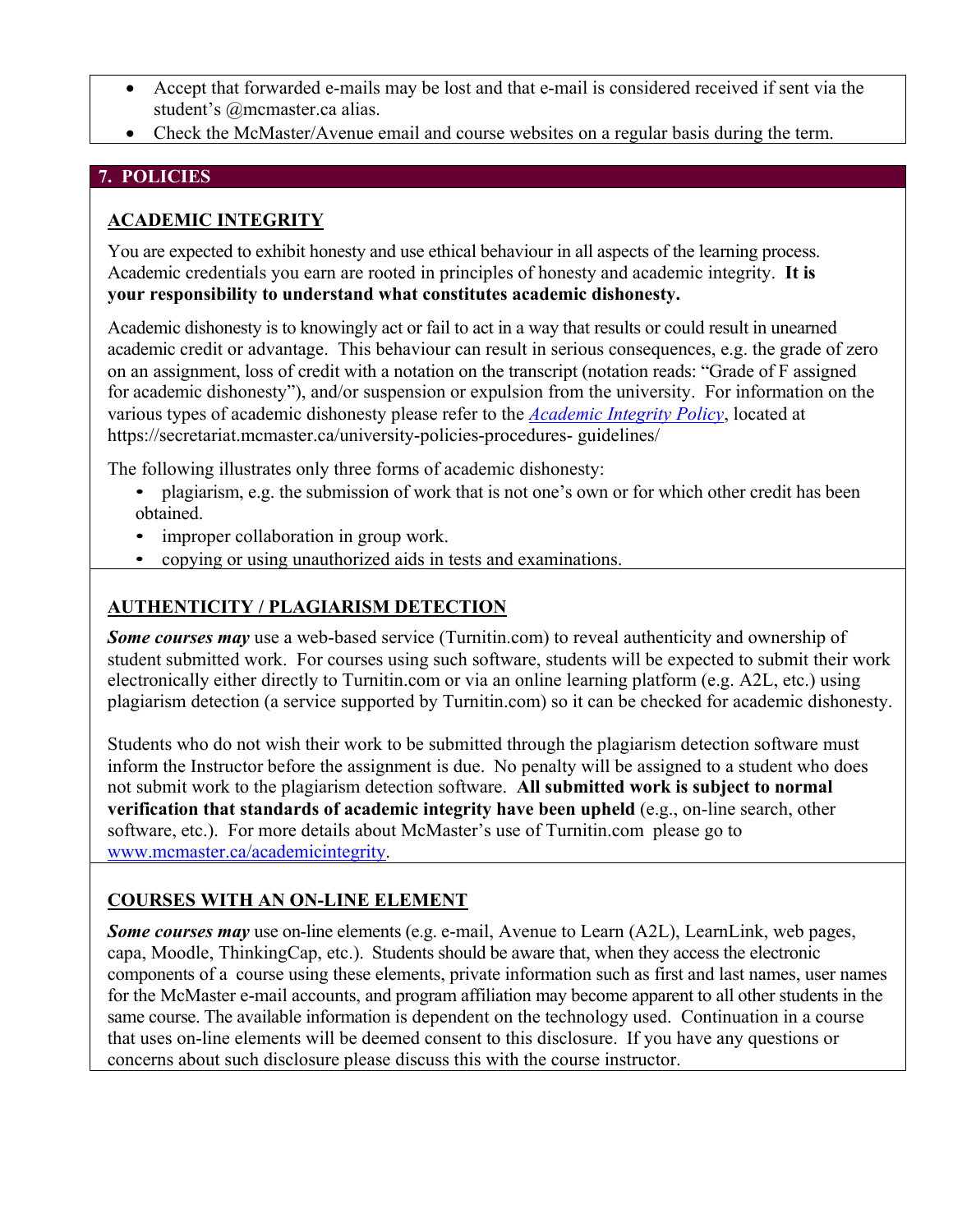- Accept that forwarded e-mails may be lost and that e-mail is considered received if sent via the student's @mcmaster.ca alias.
- Check the McMaster/Avenue email and course websites on a regular basis during the term.

## 7. POLICIES

### ACADEMIC INTEGRITY

You are expected to exhibit honesty and use ethical behaviour in all aspects of the learning process. Academic credentials you earn are rooted in principles of honesty and academic integrity. **It is your responsibility to understand what constitutes academic dishonesty.**

Academic dishonesty is to knowingly act or fail to act in a way that results or could result in unearned academic credit or advantage. This behaviour can result in serious consequences, e.g. the grade of zero on an assignment, loss of credit with a notation on the transcript (notation reads: "Grade of F assigned for academic dishonesty"), and/or suspension or expulsion from the university. For information on the various types of academic dishonesty please refer to the *Academic Integrity Policy*, located at https://secretariat.mcmaster.ca/university-policies-procedures- guidelines/

The following illustrates only three forms of academic dishonesty:

- plagiarism, e.g. the submission of work that is not one's own or for which other credit has been obtained.
- improper collaboration in group work.
- copying or using unauthorized aids in tests and examinations.

### AUTHENTICITY / PLAGIARISM DETECTION

***Some courses may*** use a web-based service (Turnitin.com) to reveal authenticity and ownership of student submitted work. For courses using such software, students will be expected to submit their work electronically either directly to Turnitin.com or via an online learning platform (e.g. A2L, etc.) using plagiarism detection (a service supported by Turnitin.com) so it can be checked for academic dishonesty.

Students who do not wish their work to be submitted through the plagiarism detection software must inform the Instructor before the assignment is due. No penalty will be assigned to a student who does not submit work to the plagiarism detection software. **All submitted work is subject to normal verification that standards of academic integrity have been upheld** (e.g., on-line search, other software, etc.). For more details about McMaster's use of Turnitin.com please go to www.mcmaster.ca/academicintegrity.

### COURSES WITH AN ON-LINE ELEMENT

***Some courses may*** use on-line elements (e.g. e-mail, Avenue to Learn (A2L), LearnLink, web pages, capa, Moodle, ThinkingCap, etc.). Students should be aware that, when they access the electronic components of a course using these elements, private information such as first and last names, user names for the McMaster e-mail accounts, and program affiliation may become apparent to all other students in the same course. The available information is dependent on the technology used. Continuation in a course that uses on-line elements will be deemed consent to this disclosure. If you have any questions or concerns about such disclosure please discuss this with the course instructor.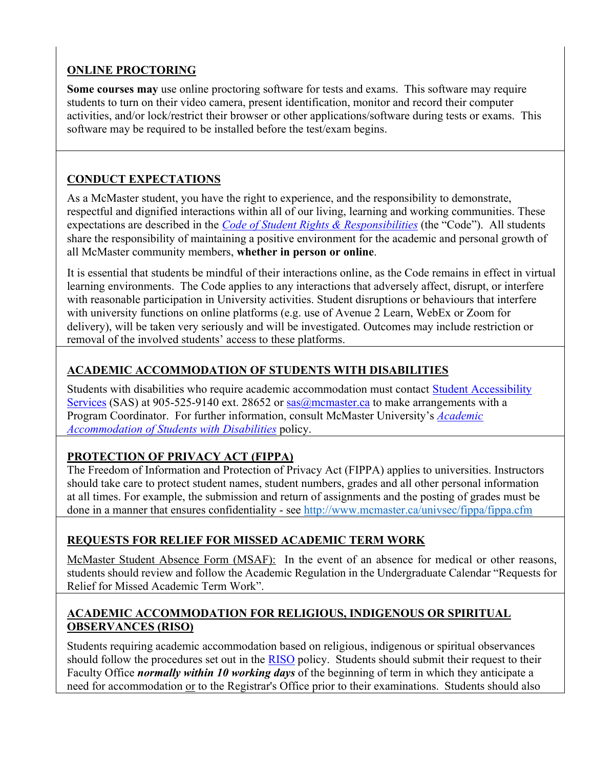## ONLINE PROCTORING

**Some courses may** use online proctoring software for tests and exams. This software may require students to turn on their video camera, present identification, monitor and record their computer activities, and/or lock/restrict their browser or other applications/software during tests or exams. This software may be required to be installed before the test/exam begins.

## CONDUCT EXPECTATIONS

As a McMaster student, you have the right to experience, and the responsibility to demonstrate, respectful and dignified interactions within all of our living, learning and working communities. These expectations are described in the *Code of Student Rights & Responsibilities* (the "Code"). All students share the responsibility of maintaining a positive environment for the academic and personal growth of all McMaster community members, **whether in person or online**.

It is essential that students be mindful of their interactions online, as the Code remains in effect in virtual learning environments. The Code applies to any interactions that adversely affect, disrupt, or interfere with reasonable participation in University activities. Student disruptions or behaviours that interfere with university functions on online platforms (e.g. use of Avenue 2 Learn, WebEx or Zoom for delivery), will be taken very seriously and will be investigated. Outcomes may include restriction or removal of the involved students' access to these platforms.

## ACADEMIC ACCOMMODATION OF STUDENTS WITH DISABILITIES

Students with disabilities who require academic accommodation must contact Student Accessibility Services (SAS) at 905-525-9140 ext. 28652 or sas@mcmaster.ca to make arrangements with a Program Coordinator. For further information, consult McMaster University's *Academic Accommodation of Students with Disabilities* policy.

## PROTECTION OF PRIVACY ACT (FIPPA)

The Freedom of Information and Protection of Privacy Act (FIPPA) applies to universities. Instructors should take care to protect student names, student numbers, grades and all other personal information at all times. For example, the submission and return of assignments and the posting of grades must be done in a manner that ensures confidentiality - see http://www.mcmaster.ca/univsec/fippa/fippa.cfm

## REQUESTS FOR RELIEF FOR MISSED ACADEMIC TERM WORK

McMaster Student Absence Form (MSAF): In the event of an absence for medical or other reasons, students should review and follow the Academic Regulation in the Undergraduate Calendar "Requests for Relief for Missed Academic Term Work".

## ACADEMIC ACCOMMODATION FOR RELIGIOUS, INDIGENOUS OR SPIRITUAL OBSERVANCES (RISO)

Students requiring academic accommodation based on religious, indigenous or spiritual observances should follow the procedures set out in the RISO policy. Students should submit their request to their Faculty Office ***normally within 10 working days*** of the beginning of term in which they anticipate a need for accommodation or to the Registrar's Office prior to their examinations. Students should also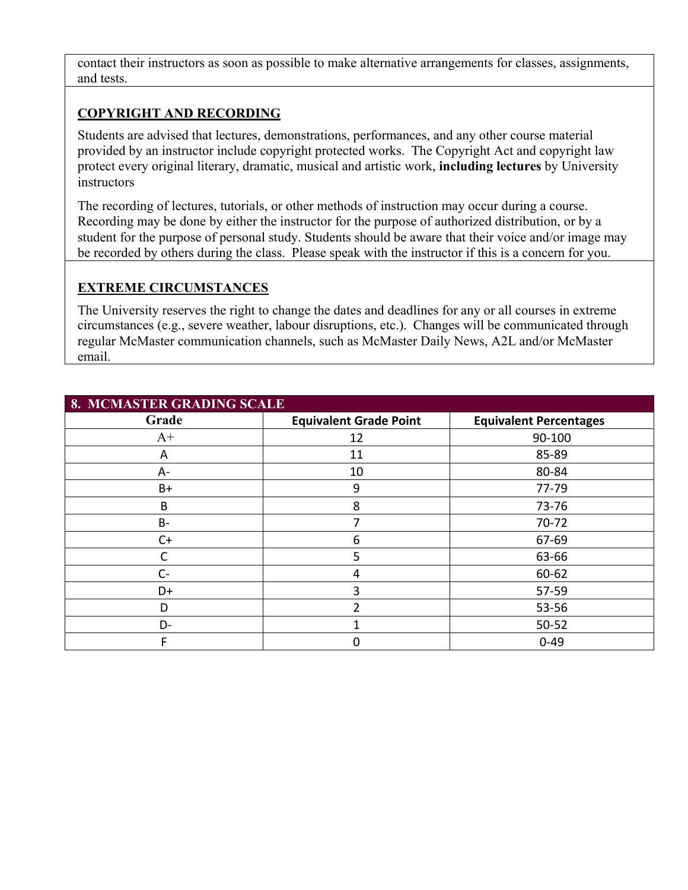contact their instructors as soon as possible to make alternative arrangements for classes, assignments, and tests.

**COPYRIGHT AND RECORDING**

Students are advised that lectures, demonstrations, performances, and any other course material provided by an instructor include copyright protected works. The Copyright Act and copyright law protect every original literary, dramatic, musical and artistic work, **including lectures** by University instructors

The recording of lectures, tutorials, or other methods of instruction may occur during a course. Recording may be done by either the instructor for the purpose of authorized distribution, or by a student for the purpose of personal study. Students should be aware that their voice and/or image may be recorded by others during the class. Please speak with the instructor if this is a concern for you.

**EXTREME CIRCUMSTANCES**

The University reserves the right to change the dates and deadlines for any or all courses in extreme circumstances (e.g., severe weather, labour disruptions, etc.). Changes will be communicated through regular McMaster communication channels, such as McMaster Daily News, A2L and/or McMaster email.

## 8. MCMASTER GRADING SCALE

| Grade | Equivalent Grade Point | Equivalent Percentages |
|---|---|---|
| A+ | 12 | 90-100 |
| A | 11 | 85-89 |
| A- | 10 | 80-84 |
| B+ | 9 | 77-79 |
| B | 8 | 73-76 |
| B- | 7 | 70-72 |
| C+ | 6 | 67-69 |
| C | 5 | 63-66 |
| C- | 4 | 60-62 |
| D+ | 3 | 57-59 |
| D | 2 | 53-56 |
| D- | 1 | 50-52 |
| F | 0 | 0-49 |